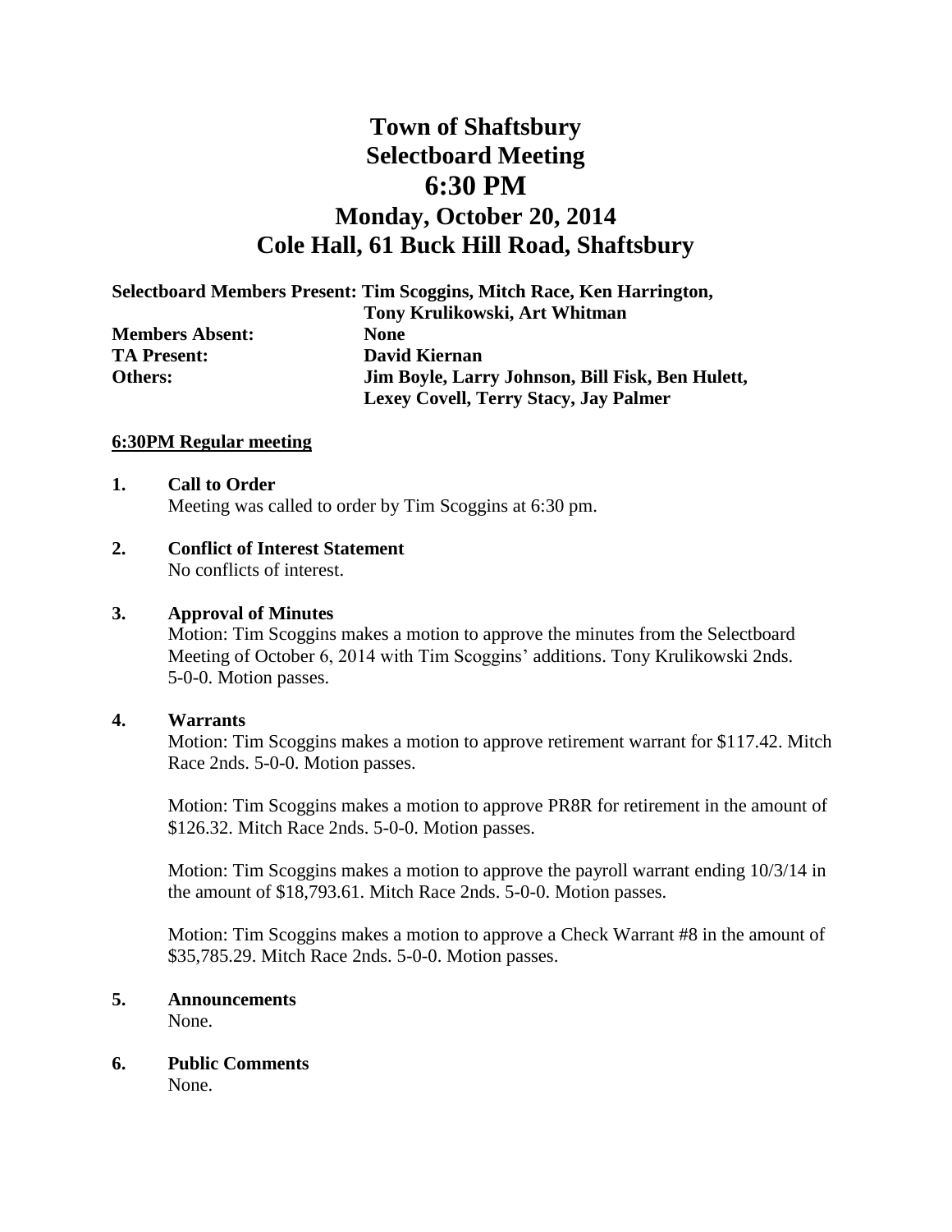# Town of Shaftsbury
# Selectboard Meeting
# 6:30 PM
## Monday, October 20, 2014
## Cole Hall, 61 Buck Hill Road, Shaftsbury

**Selectboard Members Present:** **Tim Scoggins, Mitch Race, Ken Harrington, Tony Krulikowski, Art Whitman**
**Members Absent:** **None**
**TA Present:** **David Kiernan**
**Others:** **Jim Boyle, Larry Johnson, Bill Fisk, Ben Hulett, Lexey Covell, Terry Stacy, Jay Palmer**

**6:30PM Regular meeting**

**1. Call to Order**
Meeting was called to order by Tim Scoggins at 6:30 pm.

**2. Conflict of Interest Statement**
No conflicts of interest.

**3. Approval of Minutes**
Motion: Tim Scoggins makes a motion to approve the minutes from the Selectboard Meeting of October 6, 2014 with Tim Scoggins' additions. Tony Krulikowski 2nds. 5-0-0. Motion passes.

**4. Warrants**
Motion: Tim Scoggins makes a motion to approve retirement warrant for $117.42. Mitch Race 2nds. 5-0-0. Motion passes.

Motion: Tim Scoggins makes a motion to approve PR8R for retirement in the amount of $126.32. Mitch Race 2nds. 5-0-0. Motion passes.

Motion: Tim Scoggins makes a motion to approve the payroll warrant ending 10/3/14 in the amount of $18,793.61. Mitch Race 2nds. 5-0-0. Motion passes.

Motion: Tim Scoggins makes a motion to approve a Check Warrant #8 in the amount of $35,785.29. Mitch Race 2nds. 5-0-0. Motion passes.

**5. Announcements**
None.

**6. Public Comments**
None.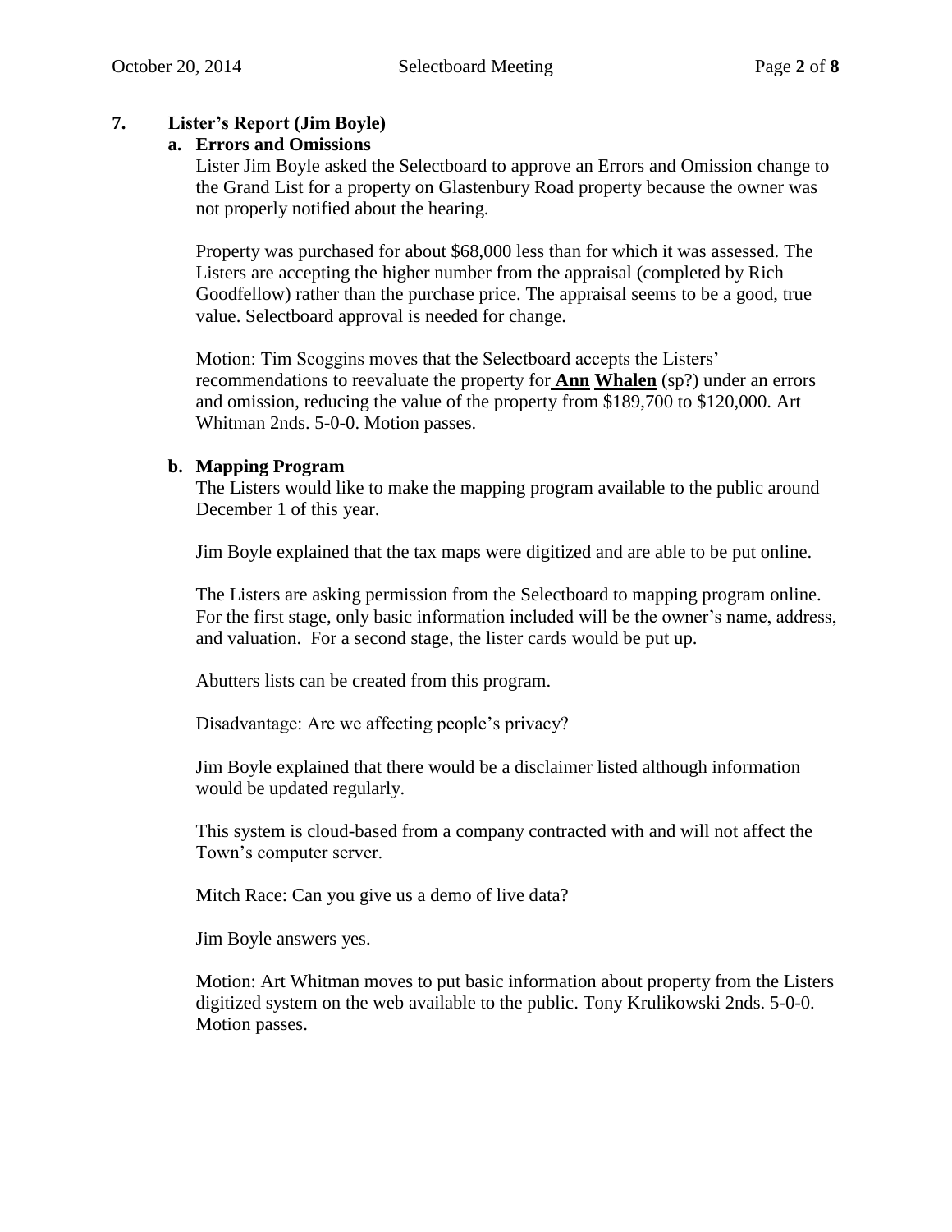## 7. Lister's Report (Jim Boyle)

### a. Errors and Omissions

Lister Jim Boyle asked the Selectboard to approve an Errors and Omission change to the Grand List for a property on Glastenbury Road property because the owner was not properly notified about the hearing.

Property was purchased for about $68,000 less than for which it was assessed. The Listers are accepting the higher number from the appraisal (completed by Rich Goodfellow) rather than the purchase price. The appraisal seems to be a good, true value. Selectboard approval is needed for change.

Motion: Tim Scoggins moves that the Selectboard accepts the Listers' recommendations to reevaluate the property for **Ann Whalen** (sp?) under an errors and omission, reducing the value of the property from $189,700 to $120,000. Art Whitman 2nds. 5-0-0. Motion passes.

### b. Mapping Program

The Listers would like to make the mapping program available to the public around December 1 of this year.

Jim Boyle explained that the tax maps were digitized and are able to be put online.

The Listers are asking permission from the Selectboard to mapping program online. For the first stage, only basic information included will be the owner's name, address, and valuation. For a second stage, the lister cards would be put up.

Abutters lists can be created from this program.

Disadvantage: Are we affecting people's privacy?

Jim Boyle explained that there would be a disclaimer listed although information would be updated regularly.

This system is cloud-based from a company contracted with and will not affect the Town's computer server.

Mitch Race: Can you give us a demo of live data?

Jim Boyle answers yes.

Motion: Art Whitman moves to put basic information about property from the Listers digitized system on the web available to the public. Tony Krulikowski 2nds. 5-0-0. Motion passes.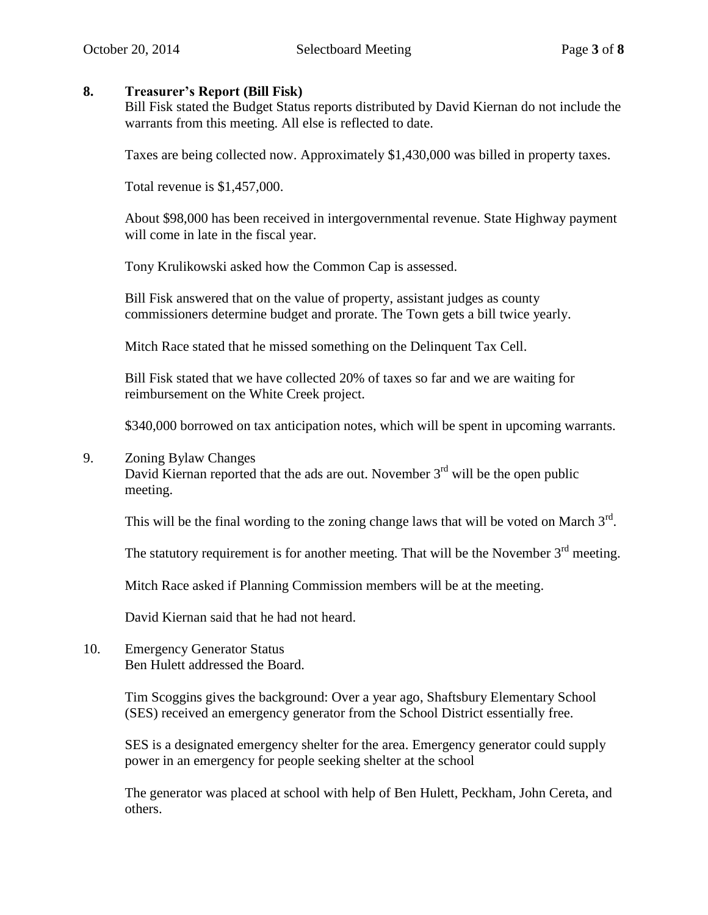**8. Treasurer's Report (Bill Fisk)**

Bill Fisk stated the Budget Status reports distributed by David Kiernan do not include the warrants from this meeting. All else is reflected to date.

Taxes are being collected now. Approximately $1,430,000 was billed in property taxes.

Total revenue is $1,457,000.

About $98,000 has been received in intergovernmental revenue. State Highway payment will come in late in the fiscal year.

Tony Krulikowski asked how the Common Cap is assessed.

Bill Fisk answered that on the value of property, assistant judges as county commissioners determine budget and prorate. The Town gets a bill twice yearly.

Mitch Race stated that he missed something on the Delinquent Tax Cell.

Bill Fisk stated that we have collected 20% of taxes so far and we are waiting for reimbursement on the White Creek project.

$340,000 borrowed on tax anticipation notes, which will be spent in upcoming warrants.

9. Zoning Bylaw Changes

David Kiernan reported that the ads are out. November 3rd will be the open public meeting.

This will be the final wording to the zoning change laws that will be voted on March 3rd.

The statutory requirement is for another meeting. That will be the November 3rd meeting.

Mitch Race asked if Planning Commission members will be at the meeting.

David Kiernan said that he had not heard.

10. Emergency Generator Status

Ben Hulett addressed the Board.

Tim Scoggins gives the background: Over a year ago, Shaftsbury Elementary School (SES) received an emergency generator from the School District essentially free.

SES is a designated emergency shelter for the area. Emergency generator could supply power in an emergency for people seeking shelter at the school

The generator was placed at school with help of Ben Hulett, Peckham, John Cereta, and others.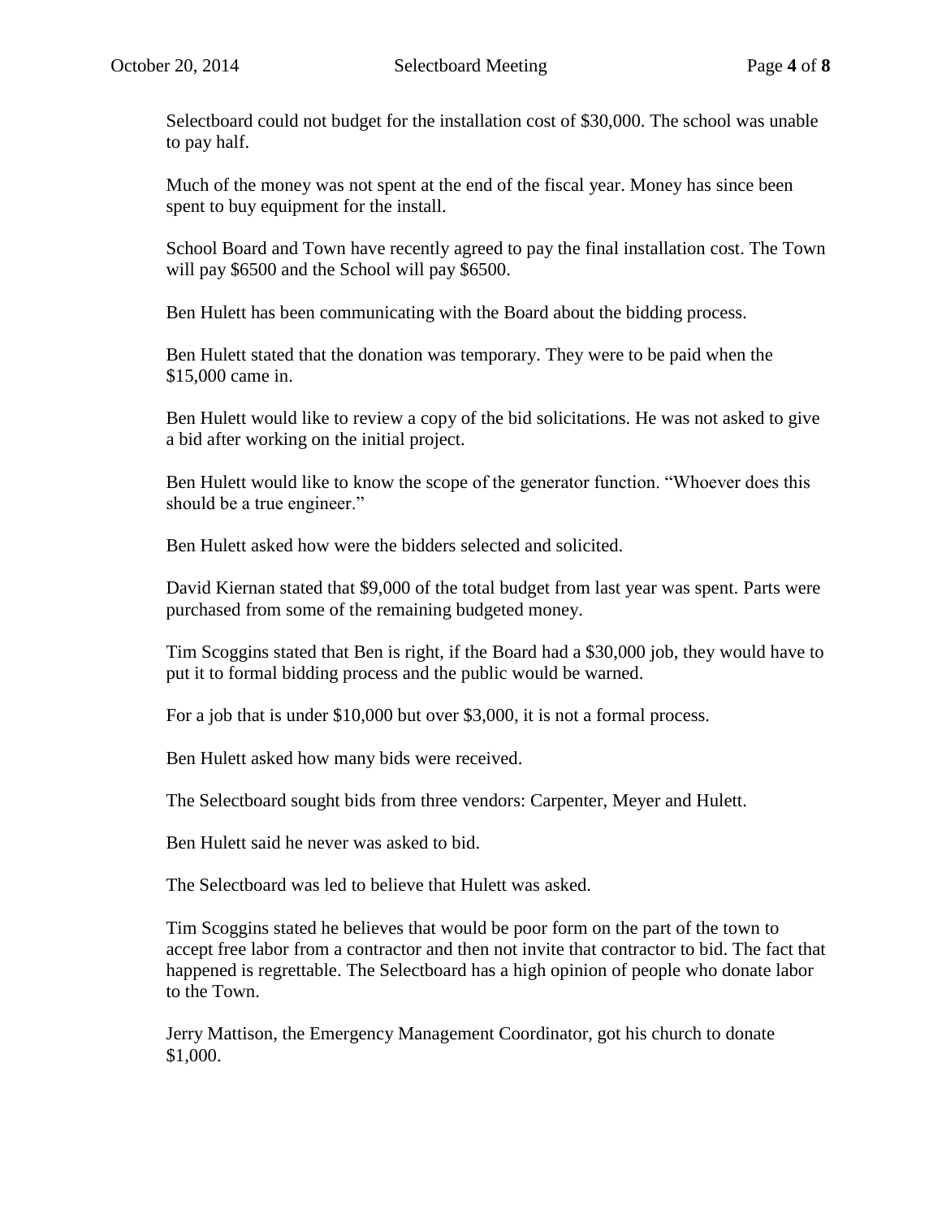Selectboard could not budget for the installation cost of $30,000. The school was unable to pay half.

Much of the money was not spent at the end of the fiscal year. Money has since been spent to buy equipment for the install.

School Board and Town have recently agreed to pay the final installation cost. The Town will pay $6500 and the School will pay $6500.

Ben Hulett has been communicating with the Board about the bidding process.

Ben Hulett stated that the donation was temporary. They were to be paid when the $15,000 came in.

Ben Hulett would like to review a copy of the bid solicitations. He was not asked to give a bid after working on the initial project.

Ben Hulett would like to know the scope of the generator function. "Whoever does this should be a true engineer."

Ben Hulett asked how were the bidders selected and solicited.

David Kiernan stated that $9,000 of the total budget from last year was spent. Parts were purchased from some of the remaining budgeted money.

Tim Scoggins stated that Ben is right, if the Board had a $30,000 job, they would have to put it to formal bidding process and the public would be warned.

For a job that is under $10,000 but over $3,000, it is not a formal process.

Ben Hulett asked how many bids were received.

The Selectboard sought bids from three vendors: Carpenter, Meyer and Hulett.

Ben Hulett said he never was asked to bid.

The Selectboard was led to believe that Hulett was asked.

Tim Scoggins stated he believes that would be poor form on the part of the town to accept free labor from a contractor and then not invite that contractor to bid. The fact that happened is regrettable. The Selectboard has a high opinion of people who donate labor to the Town.

Jerry Mattison, the Emergency Management Coordinator, got his church to donate $1,000.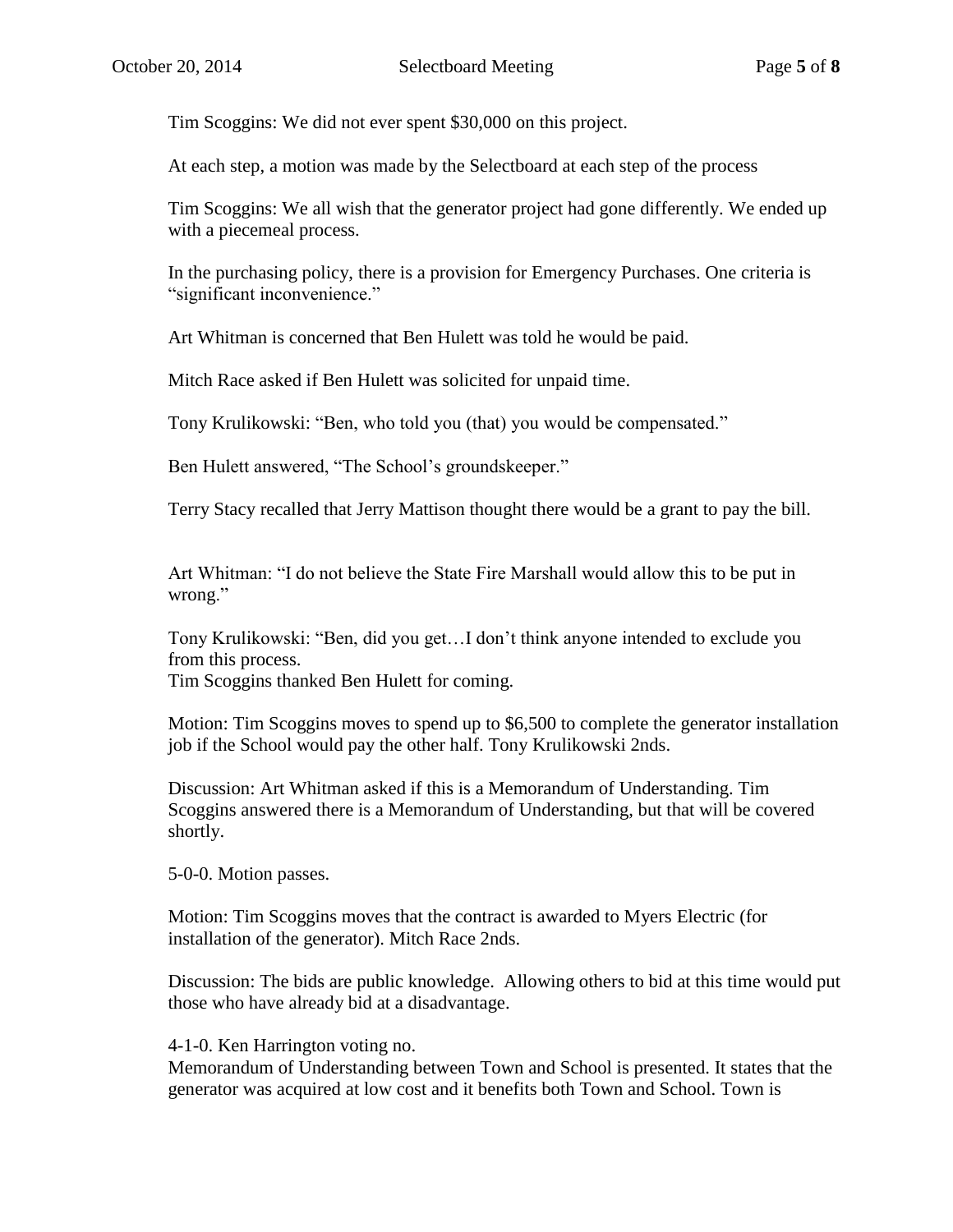Tim Scoggins: We did not ever spent $30,000 on this project.

At each step, a motion was made by the Selectboard at each step of the process

Tim Scoggins: We all wish that the generator project had gone differently. We ended up with a piecemeal process.

In the purchasing policy, there is a provision for Emergency Purchases. One criteria is "significant inconvenience."

Art Whitman is concerned that Ben Hulett was told he would be paid.

Mitch Race asked if Ben Hulett was solicited for unpaid time.

Tony Krulikowski: "Ben, who told you (that) you would be compensated."

Ben Hulett answered, "The School's groundskeeper."

Terry Stacy recalled that Jerry Mattison thought there would be a grant to pay the bill.

Art Whitman: "I do not believe the State Fire Marshall would allow this to be put in wrong."

Tony Krulikowski: "Ben, did you get…I don't think anyone intended to exclude you from this process.
Tim Scoggins thanked Ben Hulett for coming.

Motion: Tim Scoggins moves to spend up to $6,500 to complete the generator installation job if the School would pay the other half. Tony Krulikowski 2nds.

Discussion: Art Whitman asked if this is a Memorandum of Understanding. Tim Scoggins answered there is a Memorandum of Understanding, but that will be covered shortly.

5-0-0. Motion passes.

Motion: Tim Scoggins moves that the contract is awarded to Myers Electric (for installation of the generator). Mitch Race 2nds.

Discussion: The bids are public knowledge. Allowing others to bid at this time would put those who have already bid at a disadvantage.

4-1-0. Ken Harrington voting no.
Memorandum of Understanding between Town and School is presented. It states that the generator was acquired at low cost and it benefits both Town and School. Town is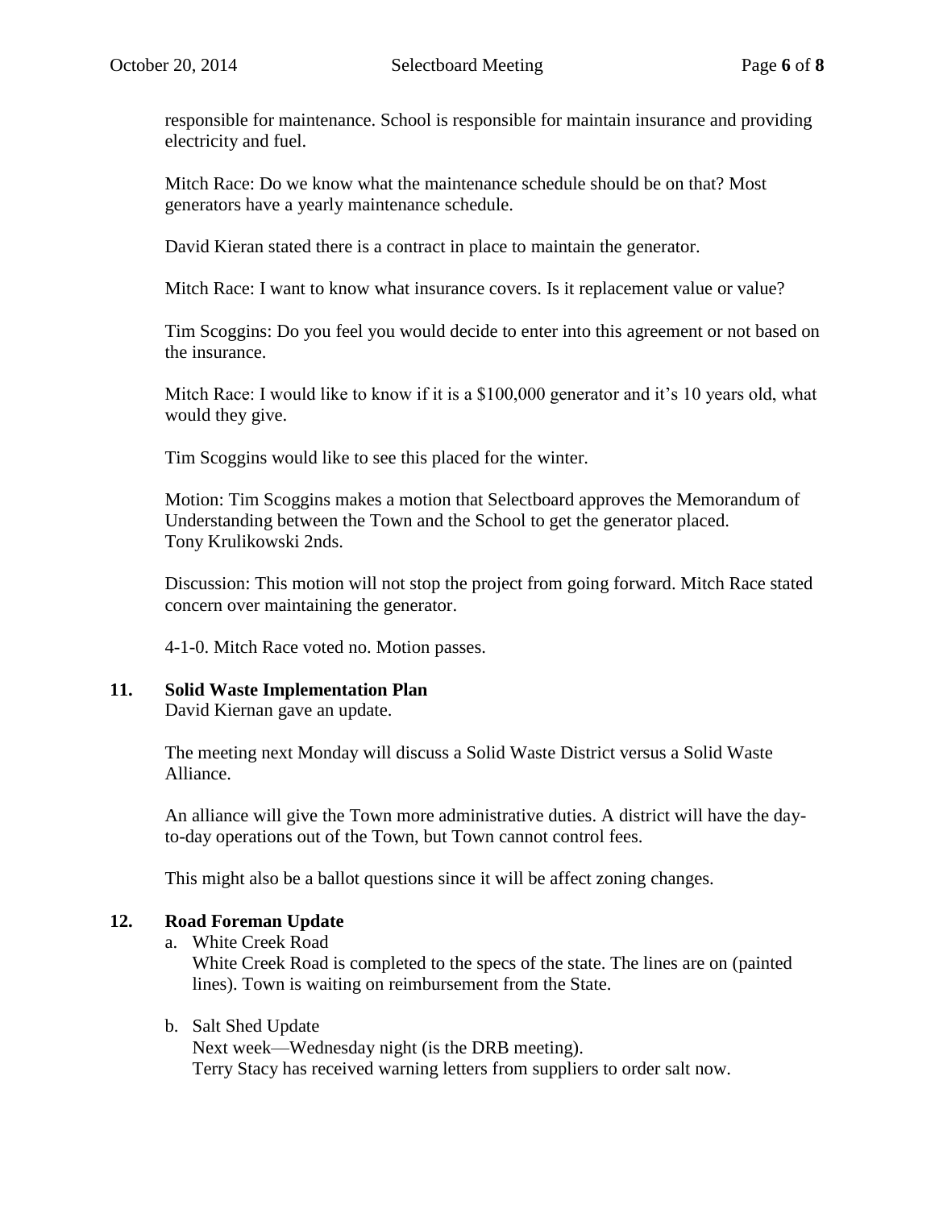responsible for maintenance. School is responsible for maintain insurance and providing electricity and fuel.

Mitch Race: Do we know what the maintenance schedule should be on that? Most generators have a yearly maintenance schedule.

David Kieran stated there is a contract in place to maintain the generator.

Mitch Race: I want to know what insurance covers. Is it replacement value or value?

Tim Scoggins: Do you feel you would decide to enter into this agreement or not based on the insurance.

Mitch Race: I would like to know if it is a $100,000 generator and it's 10 years old, what would they give.

Tim Scoggins would like to see this placed for the winter.

Motion: Tim Scoggins makes a motion that Selectboard approves the Memorandum of Understanding between the Town and the School to get the generator placed.
Tony Krulikowski 2nds.

Discussion: This motion will not stop the project from going forward. Mitch Race stated concern over maintaining the generator.

4-1-0. Mitch Race voted no. Motion passes.

**11. Solid Waste Implementation Plan**

David Kiernan gave an update.

The meeting next Monday will discuss a Solid Waste District versus a Solid Waste Alliance.

An alliance will give the Town more administrative duties. A district will have the day-to-day operations out of the Town, but Town cannot control fees.

This might also be a ballot questions since it will be affect zoning changes.

**12. Road Foreman Update**

a. White Creek Road
   White Creek Road is completed to the specs of the state. The lines are on (painted lines). Town is waiting on reimbursement from the State.

b. Salt Shed Update
   Next week—Wednesday night (is the DRB meeting).
   Terry Stacy has received warning letters from suppliers to order salt now.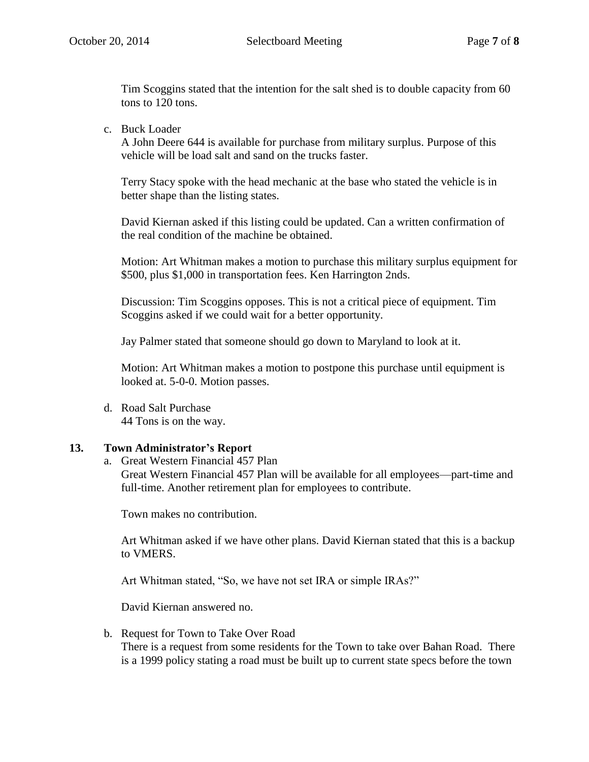Tim Scoggins stated that the intention for the salt shed is to double capacity from 60 tons to 120 tons.

c. Buck Loader

A John Deere 644 is available for purchase from military surplus. Purpose of this vehicle will be load salt and sand on the trucks faster.

Terry Stacy spoke with the head mechanic at the base who stated the vehicle is in better shape than the listing states.

David Kiernan asked if this listing could be updated. Can a written confirmation of the real condition of the machine be obtained.

Motion: Art Whitman makes a motion to purchase this military surplus equipment for $500, plus $1,000 in transportation fees. Ken Harrington 2nds.

Discussion: Tim Scoggins opposes. This is not a critical piece of equipment. Tim Scoggins asked if we could wait for a better opportunity.

Jay Palmer stated that someone should go down to Maryland to look at it.

Motion: Art Whitman makes a motion to postpone this purchase until equipment is looked at. 5-0-0. Motion passes.

d. Road Salt Purchase

44 Tons is on the way.

## 13. Town Administrator's Report

a. Great Western Financial 457 Plan

Great Western Financial 457 Plan will be available for all employees—part-time and full-time. Another retirement plan for employees to contribute.

Town makes no contribution.

Art Whitman asked if we have other plans. David Kiernan stated that this is a backup to VMERS.

Art Whitman stated, "So, we have not set IRA or simple IRAs?"

David Kiernan answered no.

b. Request for Town to Take Over Road

There is a request from some residents for the Town to take over Bahan Road. There is a 1999 policy stating a road must be built up to current state specs before the town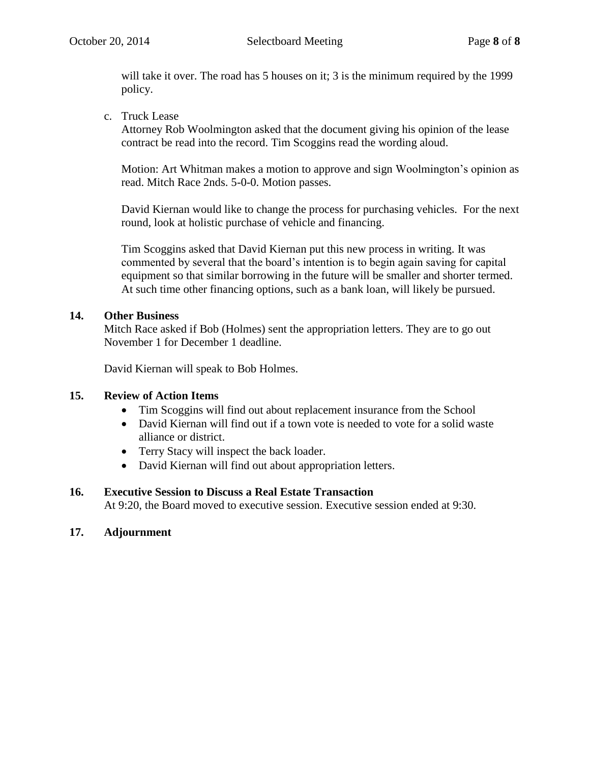will take it over. The road has 5 houses on it; 3 is the minimum required by the 1999 policy.

c. Truck Lease

Attorney Rob Woolmington asked that the document giving his opinion of the lease contract be read into the record. Tim Scoggins read the wording aloud.

Motion: Art Whitman makes a motion to approve and sign Woolmington's opinion as read. Mitch Race 2nds. 5-0-0. Motion passes.

David Kiernan would like to change the process for purchasing vehicles. For the next round, look at holistic purchase of vehicle and financing.

Tim Scoggins asked that David Kiernan put this new process in writing. It was commented by several that the board's intention is to begin again saving for capital equipment so that similar borrowing in the future will be smaller and shorter termed. At such time other financing options, such as a bank loan, will likely be pursued.

**14. Other Business**

Mitch Race asked if Bob (Holmes) sent the appropriation letters. They are to go out November 1 for December 1 deadline.

David Kiernan will speak to Bob Holmes.

**15. Review of Action Items**

- Tim Scoggins will find out about replacement insurance from the School
- David Kiernan will find out if a town vote is needed to vote for a solid waste alliance or district.
- Terry Stacy will inspect the back loader.
- David Kiernan will find out about appropriation letters.

**16. Executive Session to Discuss a Real Estate Transaction**

At 9:20, the Board moved to executive session. Executive session ended at 9:30.

**17. Adjournment**